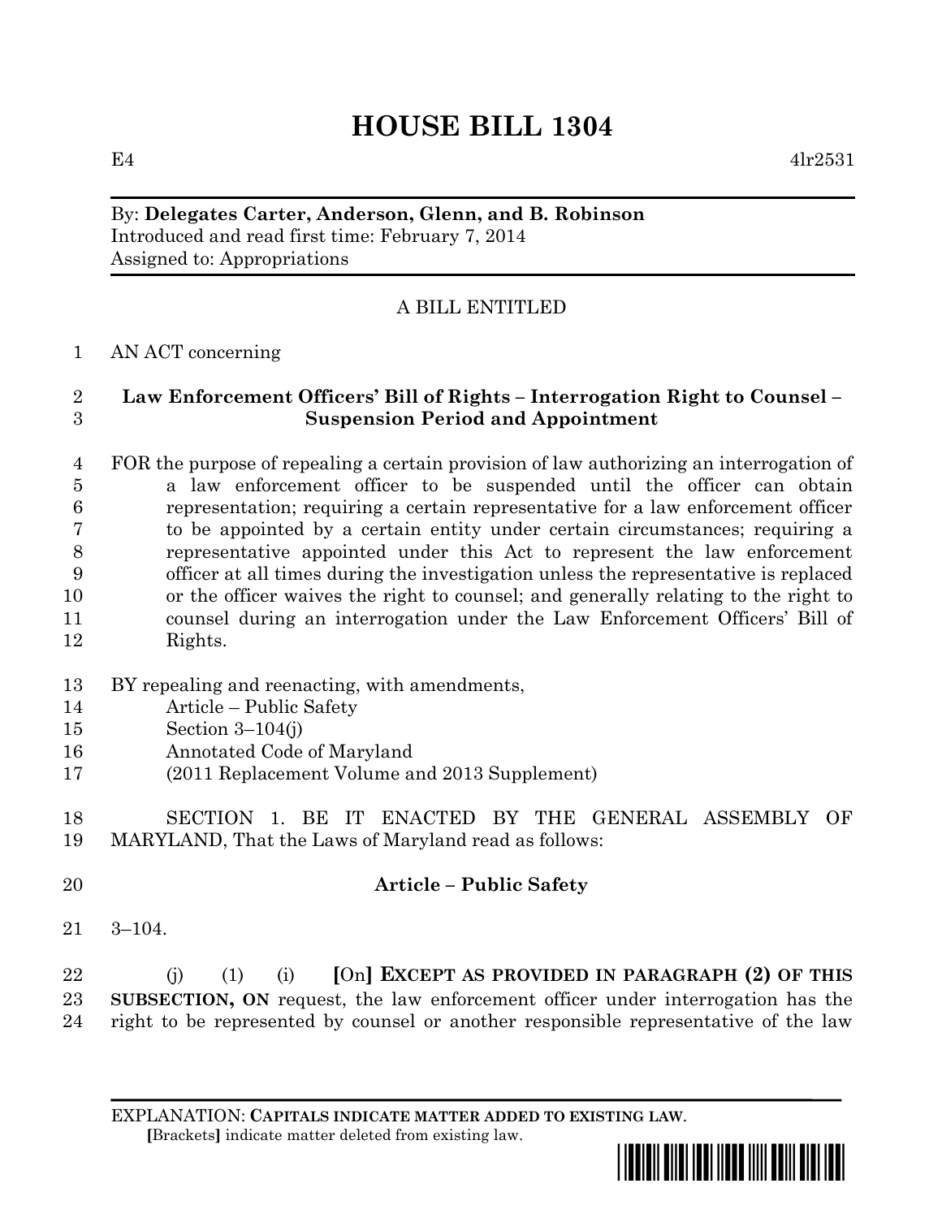# HOUSE BILL 1304

E4 4lr2531

By: **Delegates Carter, Anderson, Glenn, and B. Robinson**
Introduced and read first time: February 7, 2014
Assigned to: Appropriations

A BILL ENTITLED

AN ACT concerning

**Law Enforcement Officers' Bill of Rights – Interrogation Right to Counsel – Suspension Period and Appointment**

FOR the purpose of repealing a certain provision of law authorizing an interrogation of a law enforcement officer to be suspended until the officer can obtain representation; requiring a certain representative for a law enforcement officer to be appointed by a certain entity under certain circumstances; requiring a representative appointed under this Act to represent the law enforcement officer at all times during the investigation unless the representative is replaced or the officer waives the right to counsel; and generally relating to the right to counsel during an interrogation under the Law Enforcement Officers' Bill of Rights.

BY repealing and reenacting, with amendments,
Article – Public Safety
Section 3–104(j)
Annotated Code of Maryland
(2011 Replacement Volume and 2013 Supplement)

SECTION 1. BE IT ENACTED BY THE GENERAL ASSEMBLY OF MARYLAND, That the Laws of Maryland read as follows:

**Article – Public Safety**

3–104.

(j) (1) (i) **[**On**]** **EXCEPT AS PROVIDED IN PARAGRAPH (2) OF THIS SUBSECTION, ON** request, the law enforcement officer under interrogation has the right to be represented by counsel or another responsible representative of the law

EXPLANATION: **CAPITALS INDICATE MATTER ADDED TO EXISTING LAW.**
**[**Brackets**]** indicate matter deleted from existing law.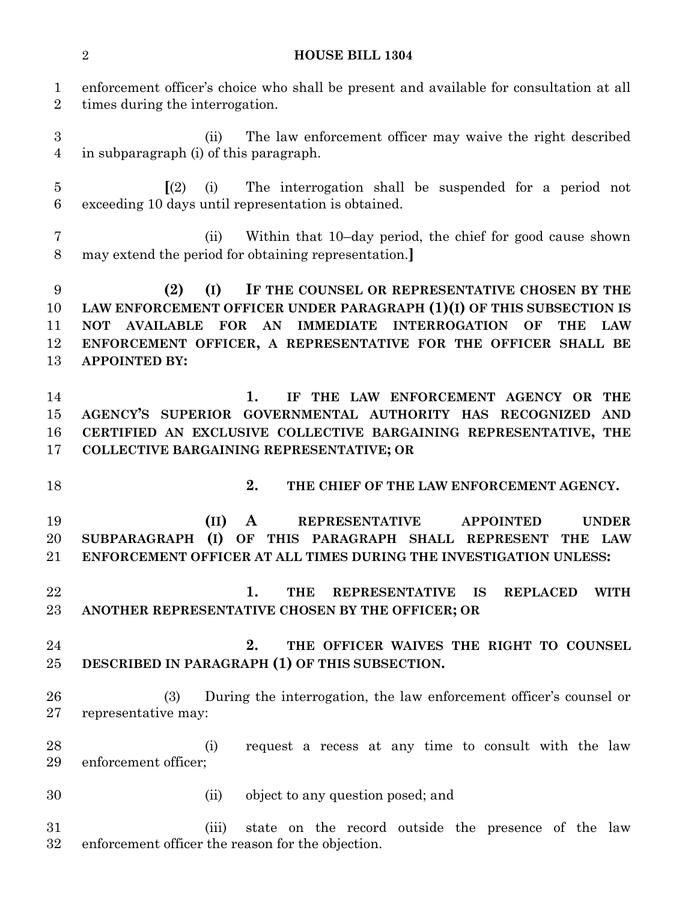enforcement officer's choice who shall be present and available for consultation at all times during the interrogation.

(ii) The law enforcement officer may waive the right described in subparagraph (i) of this paragraph.

[(2) (i) The interrogation shall be suspended for a period not exceeding 10 days until representation is obtained.

(ii) Within that 10–day period, the chief for good cause shown may extend the period for obtaining representation.]

**(2) (I) IF THE COUNSEL OR REPRESENTATIVE CHOSEN BY THE LAW ENFORCEMENT OFFICER UNDER PARAGRAPH (1)(I) OF THIS SUBSECTION IS NOT AVAILABLE FOR AN IMMEDIATE INTERROGATION OF THE LAW ENFORCEMENT OFFICER, A REPRESENTATIVE FOR THE OFFICER SHALL BE APPOINTED BY:**

**1. IF THE LAW ENFORCEMENT AGENCY OR THE AGENCY'S SUPERIOR GOVERNMENTAL AUTHORITY HAS RECOGNIZED AND CERTIFIED AN EXCLUSIVE COLLECTIVE BARGAINING REPRESENTATIVE, THE COLLECTIVE BARGAINING REPRESENTATIVE; OR**

**2. THE CHIEF OF THE LAW ENFORCEMENT AGENCY.**

**(II) A REPRESENTATIVE APPOINTED UNDER SUBPARAGRAPH (I) OF THIS PARAGRAPH SHALL REPRESENT THE LAW ENFORCEMENT OFFICER AT ALL TIMES DURING THE INVESTIGATION UNLESS:**

**1. THE REPRESENTATIVE IS REPLACED WITH ANOTHER REPRESENTATIVE CHOSEN BY THE OFFICER; OR**

**2. THE OFFICER WAIVES THE RIGHT TO COUNSEL DESCRIBED IN PARAGRAPH (1) OF THIS SUBSECTION.**

(3) During the interrogation, the law enforcement officer's counsel or representative may:

(i) request a recess at any time to consult with the law enforcement officer;

(ii) object to any question posed; and

(iii) state on the record outside the presence of the law enforcement officer the reason for the objection.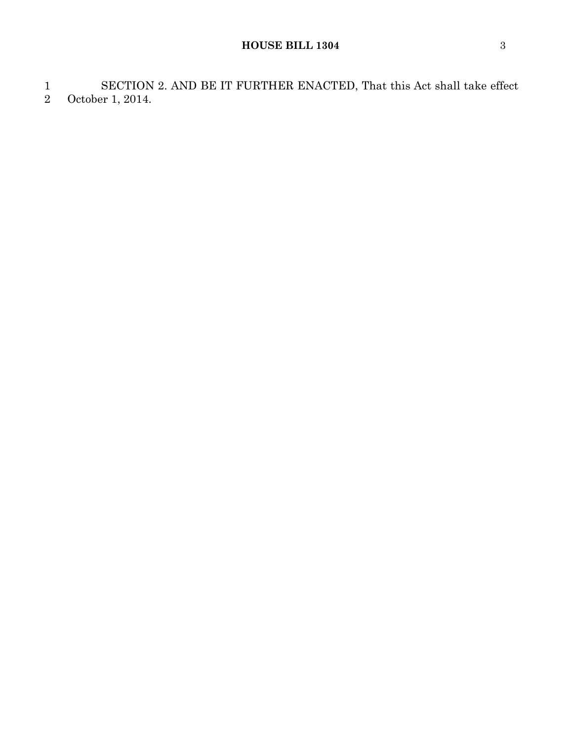SECTION 2. AND BE IT FURTHER ENACTED, That this Act shall take effect October 1, 2014.